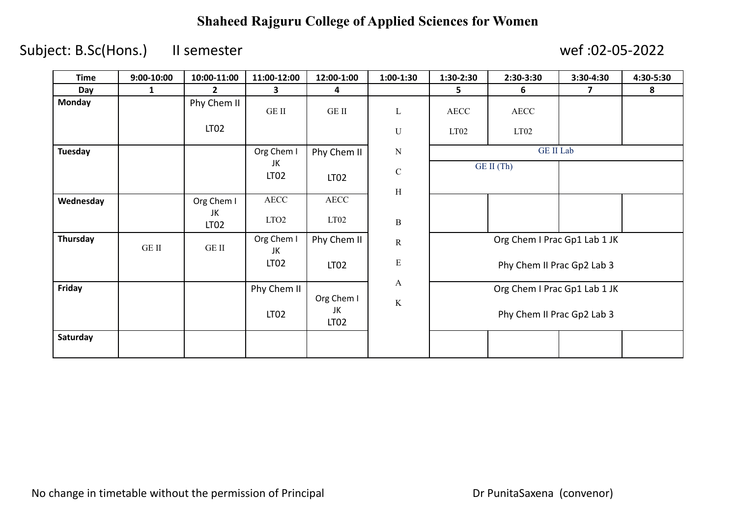# Shaheed Rajguru College of Applied Sciences for Women

Subject: B.Sc(Hons.) II semester wef :02-05-2022

| Time | 9:00-10:00 | 10:00-11:00 | 11:00-12:00 | 12:00-1:00 | 1:00-1:30 | 1:30-2:30 | 2:30-3:30 | 3:30-4:30 | 4:30-5:30 |
|---|---|---|---|---|---|---|---|---|---|
| Day | 1 | 2 | 3 | 4 | | 5 | 6 | 7 | 8 |
| Monday | | Phy Chem II LT02 | GE II | GE II | LUNCH BREAK | AECC LT02 | AECC LT02 | | |
| Tuesday | | | Org Chem I JK LT02 | Phy Chem II LT02 | | GE II Lab / GE II (Th) | | | |
| Wednesday | | Org Chem I JK LT02 | AECC LTO2 | AECC LT02 | | | | | |
| Thursday | GE II | GE II | Org Chem I JK LT02 | Phy Chem II LT02 | | Org Chem I Prac Gp1 Lab 1 JK / Phy Chem II Prac Gp2 Lab 3 | | | |
| Friday | | | Phy Chem II LT02 | Org Chem I JK LT02 | | Org Chem I Prac Gp1 Lab 1 JK / Phy Chem II Prac Gp2 Lab 3 | | | |
| Saturday | | | | | | | | | |

No change in timetable without the permission of Principal

Dr PunitaSaxena (convenor)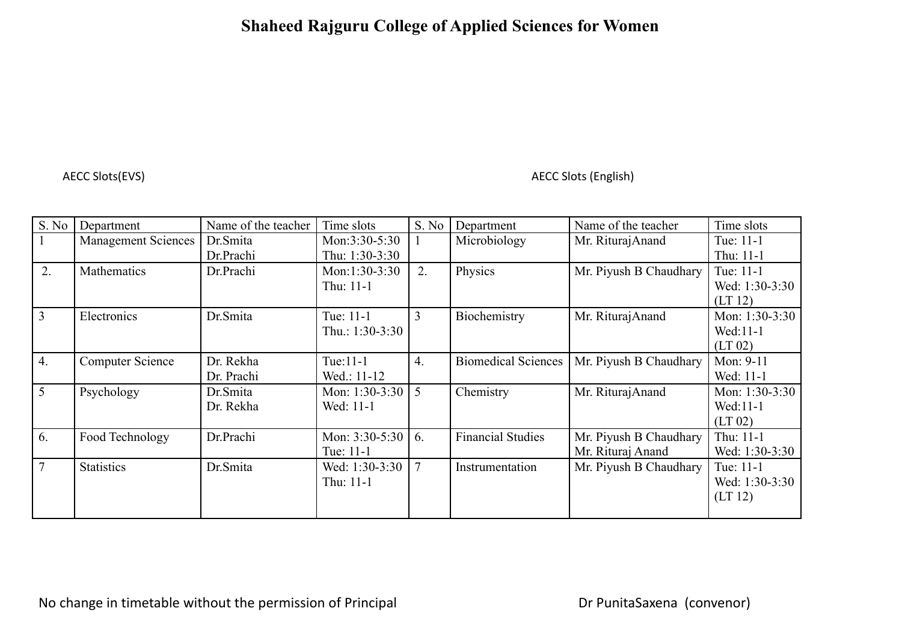# Shaheed Rajguru College of Applied Sciences for Women

AECC Slots(EVS)

AECC Slots (English)

| S. No | Department | Name of the teacher | Time slots | S. No | Department | Name of the teacher | Time slots |
|---|---|---|---|---|---|---|---|
| 1 | Management Sciences | Dr.Smita<br>Dr.Prachi | Mon:3:30-5:30<br>Thu: 1:30-3:30 | 1 | Microbiology | Mr. RiturajAnand | Tue: 11-1<br>Thu: 11-1 |
| 2. | Mathematics | Dr.Prachi | Mon:1:30-3:30<br>Thu: 11-1 | 2. | Physics | Mr. Piyush B Chaudhary | Tue: 11-1<br>Wed: 1:30-3:30<br>(LT 12) |
| 3 | Electronics | Dr.Smita | Tue: 11-1<br>Thu.: 1:30-3:30 | 3 | Biochemistry | Mr. RiturajAnand | Mon: 1:30-3:30<br>Wed:11-1<br>(LT 02) |
| 4. | Computer Science | Dr. Rekha<br>Dr. Prachi | Tue:11-1<br>Wed.: 11-12 | 4. | Biomedical Sciences | Mr. Piyush B Chaudhary | Mon: 9-11<br>Wed: 11-1 |
| 5 | Psychology | Dr.Smita<br>Dr. Rekha | Mon: 1:30-3:30<br>Wed: 11-1 | 5 | Chemistry | Mr. RiturajAnand | Mon: 1:30-3:30<br>Wed:11-1<br>(LT 02) |
| 6. | Food Technology | Dr.Prachi | Mon: 3:30-5:30<br>Tue: 11-1 | 6. | Financial Studies | Mr. Piyush B Chaudhary<br>Mr. Rituraj Anand | Thu: 11-1<br>Wed: 1:30-3:30 |
| 7 | Statistics | Dr.Smita | Wed: 1:30-3:30<br>Thu: 11-1 | 7 | Instrumentation | Mr. Piyush B Chaudhary | Tue: 11-1<br>Wed: 1:30-3:30<br>(LT 12) |

No change in timetable without the permission of Principal

Dr PunitaSaxena (convenor)